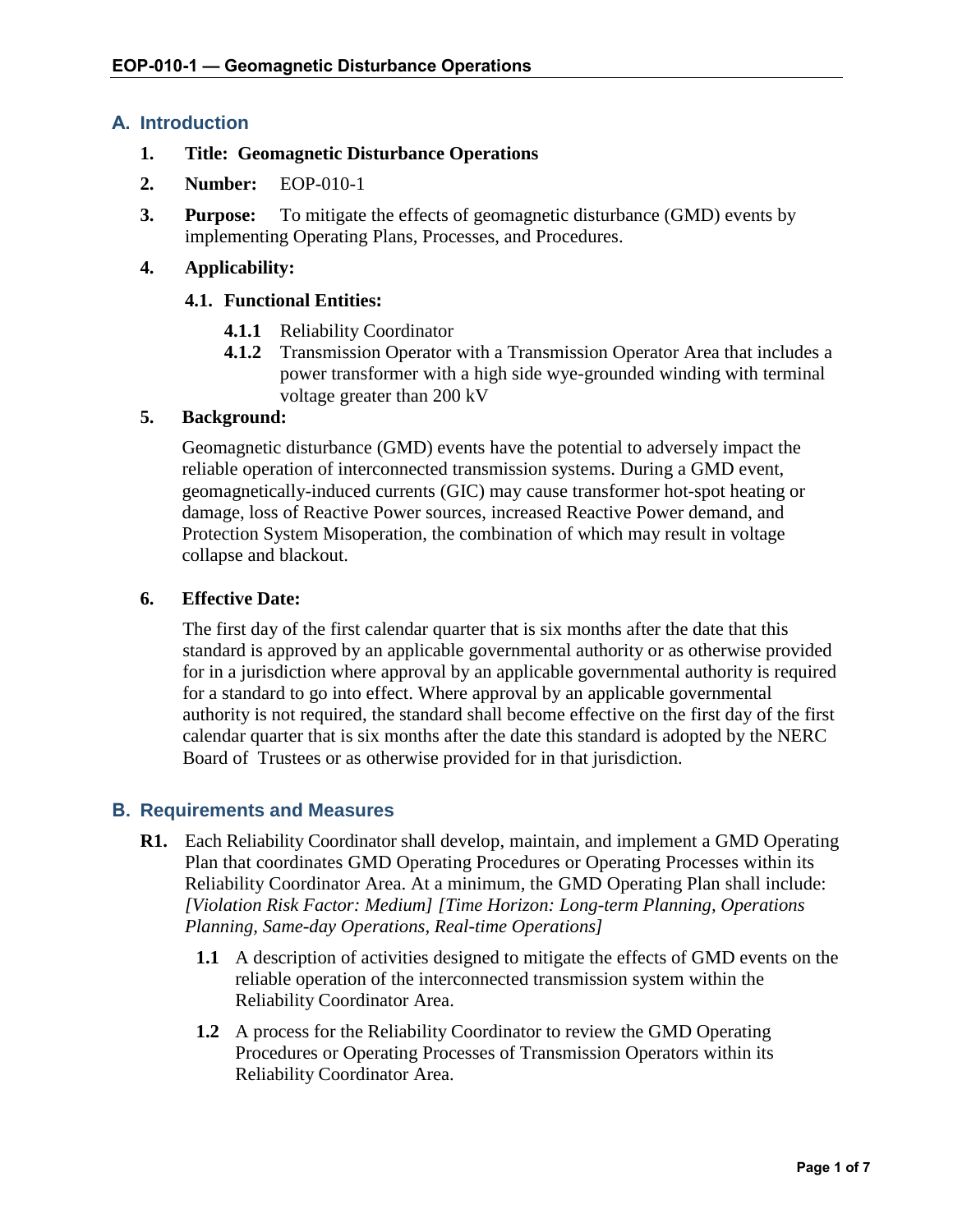## A. Introduction

1. **Title: Geomagnetic Disturbance Operations**

2. **Number:** EOP-010-1

3. **Purpose:** To mitigate the effects of geomagnetic disturbance (GMD) events by implementing Operating Plans, Processes, and Procedures.

4. **Applicability:**

   **4.1. Functional Entities:**

   **4.1.1** Reliability Coordinator

   **4.1.2** Transmission Operator with a Transmission Operator Area that includes a power transformer with a high side wye-grounded winding with terminal voltage greater than 200 kV

5. **Background:**

   Geomagnetic disturbance (GMD) events have the potential to adversely impact the reliable operation of interconnected transmission systems. During a GMD event, geomagnetically-induced currents (GIC) may cause transformer hot-spot heating or damage, loss of Reactive Power sources, increased Reactive Power demand, and Protection System Misoperation, the combination of which may result in voltage collapse and blackout.

6. **Effective Date:**

   The first day of the first calendar quarter that is six months after the date that this standard is approved by an applicable governmental authority or as otherwise provided for in a jurisdiction where approval by an applicable governmental authority is required for a standard to go into effect. Where approval by an applicable governmental authority is not required, the standard shall become effective on the first day of the first calendar quarter that is six months after the date this standard is adopted by the NERC Board of Trustees or as otherwise provided for in that jurisdiction.

## B. Requirements and Measures

**R1.** Each Reliability Coordinator shall develop, maintain, and implement a GMD Operating Plan that coordinates GMD Operating Procedures or Operating Processes within its Reliability Coordinator Area. At a minimum, the GMD Operating Plan shall include: *[Violation Risk Factor: Medium] [Time Horizon: Long-term Planning, Operations Planning, Same-day Operations, Real-time Operations]*

**1.1** A description of activities designed to mitigate the effects of GMD events on the reliable operation of the interconnected transmission system within the Reliability Coordinator Area.

**1.2** A process for the Reliability Coordinator to review the GMD Operating Procedures or Operating Processes of Transmission Operators within its Reliability Coordinator Area.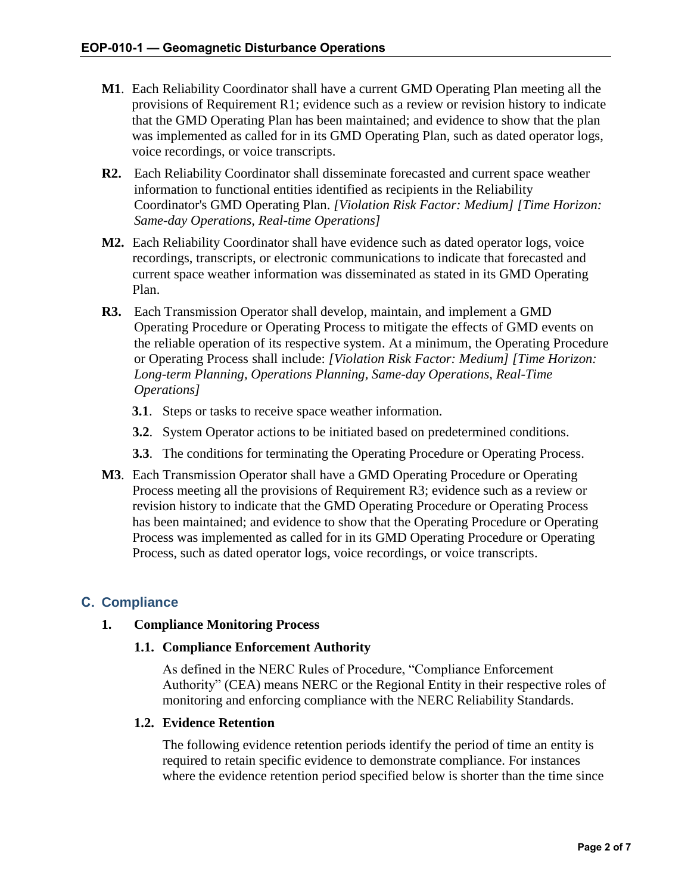**M1**. Each Reliability Coordinator shall have a current GMD Operating Plan meeting all the provisions of Requirement R1; evidence such as a review or revision history to indicate that the GMD Operating Plan has been maintained; and evidence to show that the plan was implemented as called for in its GMD Operating Plan, such as dated operator logs, voice recordings, or voice transcripts.

**R2.** Each Reliability Coordinator shall disseminate forecasted and current space weather information to functional entities identified as recipients in the Reliability Coordinator's GMD Operating Plan. *[Violation Risk Factor: Medium] [Time Horizon: Same-day Operations, Real-time Operations]*

**M2.** Each Reliability Coordinator shall have evidence such as dated operator logs, voice recordings, transcripts, or electronic communications to indicate that forecasted and current space weather information was disseminated as stated in its GMD Operating Plan.

**R3.** Each Transmission Operator shall develop, maintain, and implement a GMD Operating Procedure or Operating Process to mitigate the effects of GMD events on the reliable operation of its respective system. At a minimum, the Operating Procedure or Operating Process shall include: *[Violation Risk Factor: Medium] [Time Horizon: Long-term Planning, Operations Planning, Same-day Operations, Real-Time Operations]*

**3.1**. Steps or tasks to receive space weather information.

**3.2**. System Operator actions to be initiated based on predetermined conditions.

**3.3**. The conditions for terminating the Operating Procedure or Operating Process.

**M3**. Each Transmission Operator shall have a GMD Operating Procedure or Operating Process meeting all the provisions of Requirement R3; evidence such as a review or revision history to indicate that the GMD Operating Procedure or Operating Process has been maintained; and evidence to show that the Operating Procedure or Operating Process was implemented as called for in its GMD Operating Procedure or Operating Process, such as dated operator logs, voice recordings, or voice transcripts.

## C. Compliance

### 1. Compliance Monitoring Process

#### 1.1. Compliance Enforcement Authority

As defined in the NERC Rules of Procedure, "Compliance Enforcement Authority" (CEA) means NERC or the Regional Entity in their respective roles of monitoring and enforcing compliance with the NERC Reliability Standards.

#### 1.2. Evidence Retention

The following evidence retention periods identify the period of time an entity is required to retain specific evidence to demonstrate compliance. For instances where the evidence retention period specified below is shorter than the time since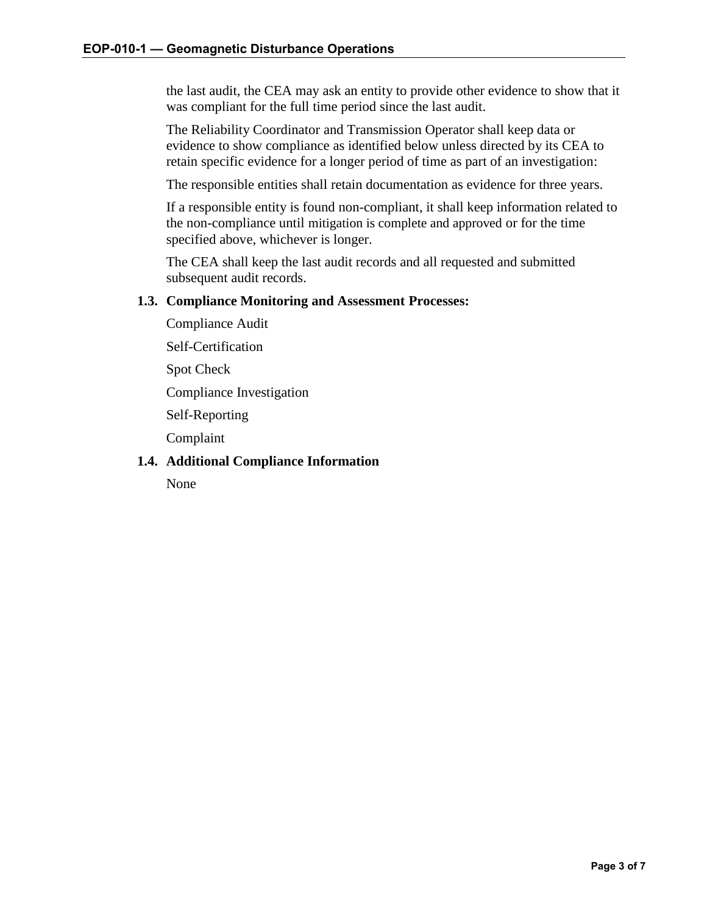the last audit, the CEA may ask an entity to provide other evidence to show that it was compliant for the full time period since the last audit.

The Reliability Coordinator and Transmission Operator shall keep data or evidence to show compliance as identified below unless directed by its CEA to retain specific evidence for a longer period of time as part of an investigation:

The responsible entities shall retain documentation as evidence for three years.

If a responsible entity is found non-compliant, it shall keep information related to the non-compliance until mitigation is complete and approved or for the time specified above, whichever is longer.

The CEA shall keep the last audit records and all requested and submitted subsequent audit records.

**1.3. Compliance Monitoring and Assessment Processes:**

Compliance Audit

Self-Certification

Spot Check

Compliance Investigation

Self-Reporting

Complaint

**1.4. Additional Compliance Information**

None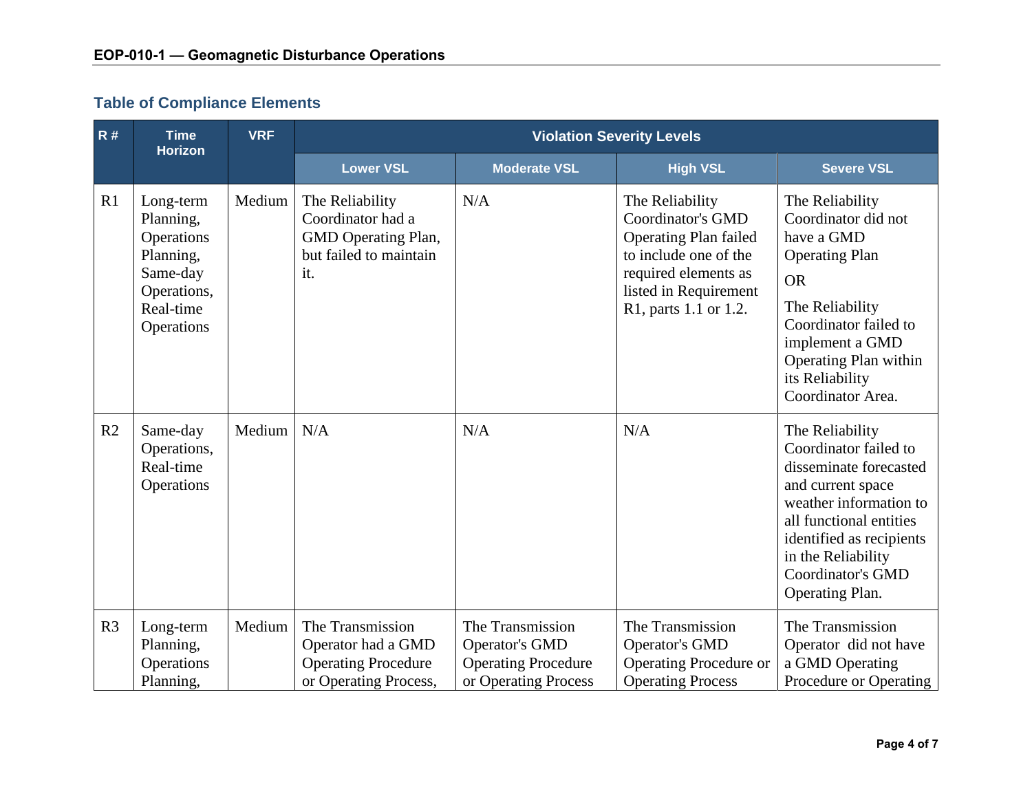## Table of Compliance Elements

| R # | Time Horizon | VRF | Violation Severity Levels | | | |
|---|---|---|---|---|---|---|
| | | | Lower VSL | Moderate VSL | High VSL | Severe VSL |
| R1 | Long-term Planning, Operations Planning, Same-day Operations, Real-time Operations | Medium | The Reliability Coordinator had a GMD Operating Plan, but failed to maintain it. | N/A | The Reliability Coordinator's GMD Operating Plan failed to include one of the required elements as listed in Requirement R1, parts 1.1 or 1.2. | The Reliability Coordinator did not have a GMD Operating Plan<br>OR<br>The Reliability Coordinator failed to implement a GMD Operating Plan within its Reliability Coordinator Area. |
| R2 | Same-day Operations, Real-time Operations | Medium | N/A | N/A | N/A | The Reliability Coordinator failed to disseminate forecasted and current space weather information to all functional entities identified as recipients in the Reliability Coordinator's GMD Operating Plan. |
| R3 | Long-term Planning, Operations Planning, | Medium | The Transmission Operator had a GMD Operating Procedure or Operating Process, | The Transmission Operator's GMD Operating Procedure or Operating Process | The Transmission Operator's GMD Operating Procedure or Operating Process | The Transmission Operator did not have a GMD Operating Procedure or Operating |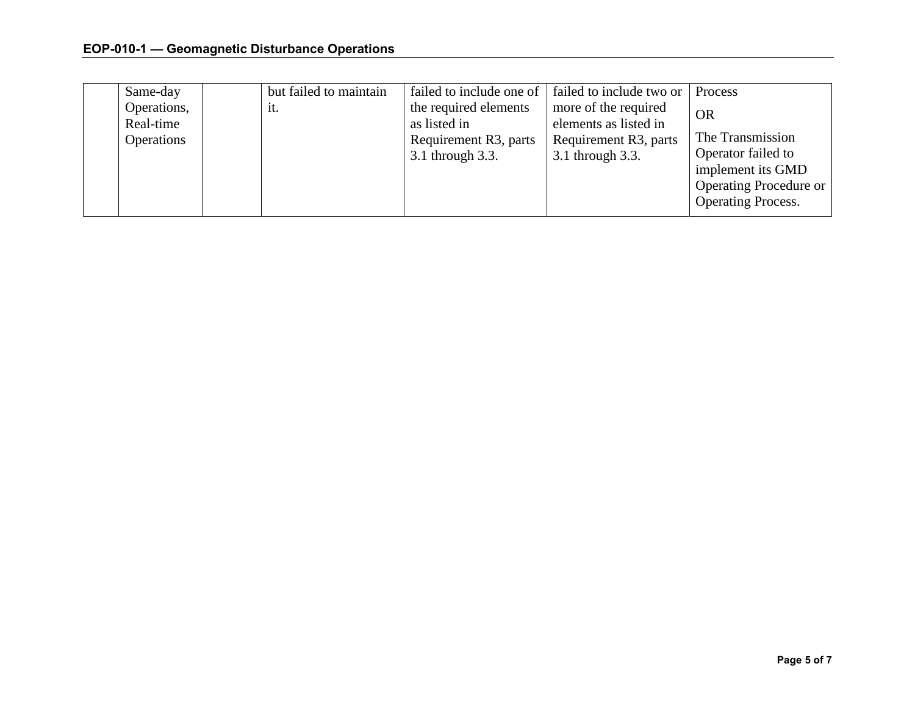| | | | | | | |
|---|---|---|---|---|---|---|
| | Same-day Operations, Real-time Operations | | but failed to maintain it. | failed to include one of the required elements as listed in Requirement R3, parts 3.1 through 3.3. | failed to include two or more of the required elements as listed in Requirement R3, parts 3.1 through 3.3. | Process<br><br>OR<br><br>The Transmission Operator failed to implement its GMD Operating Procedure or Operating Process. |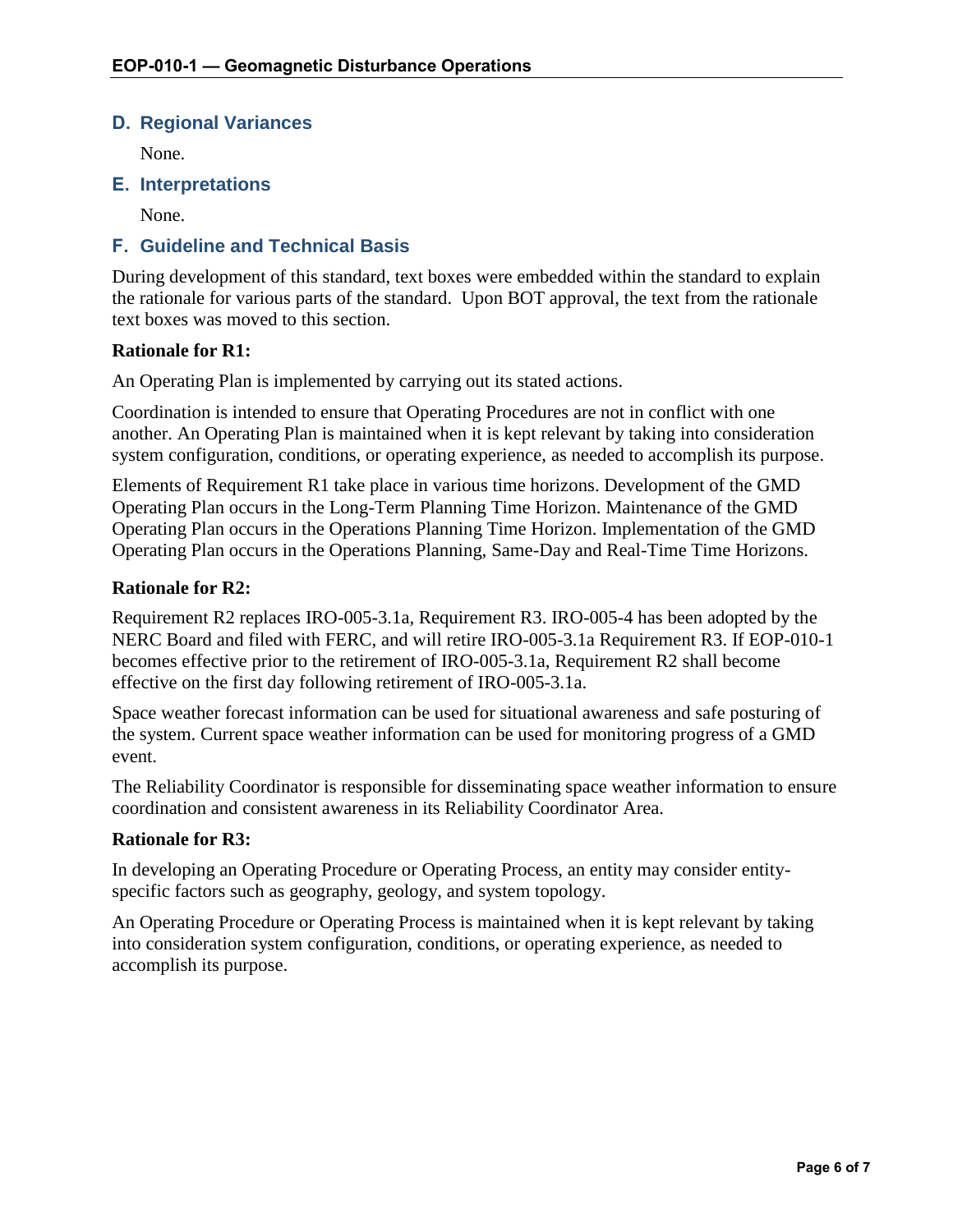## D. Regional Variances

None.

## E. Interpretations

None.

## F. Guideline and Technical Basis

During development of this standard, text boxes were embedded within the standard to explain the rationale for various parts of the standard. Upon BOT approval, the text from the rationale text boxes was moved to this section.

**Rationale for R1:**

An Operating Plan is implemented by carrying out its stated actions.

Coordination is intended to ensure that Operating Procedures are not in conflict with one another. An Operating Plan is maintained when it is kept relevant by taking into consideration system configuration, conditions, or operating experience, as needed to accomplish its purpose.

Elements of Requirement R1 take place in various time horizons. Development of the GMD Operating Plan occurs in the Long-Term Planning Time Horizon. Maintenance of the GMD Operating Plan occurs in the Operations Planning Time Horizon. Implementation of the GMD Operating Plan occurs in the Operations Planning, Same-Day and Real-Time Time Horizons.

**Rationale for R2:**

Requirement R2 replaces IRO-005-3.1a, Requirement R3. IRO-005-4 has been adopted by the NERC Board and filed with FERC, and will retire IRO-005-3.1a Requirement R3. If EOP-010-1 becomes effective prior to the retirement of IRO-005-3.1a, Requirement R2 shall become effective on the first day following retirement of IRO-005-3.1a.

Space weather forecast information can be used for situational awareness and safe posturing of the system. Current space weather information can be used for monitoring progress of a GMD event.

The Reliability Coordinator is responsible for disseminating space weather information to ensure coordination and consistent awareness in its Reliability Coordinator Area.

**Rationale for R3:**

In developing an Operating Procedure or Operating Process, an entity may consider entity-specific factors such as geography, geology, and system topology.

An Operating Procedure or Operating Process is maintained when it is kept relevant by taking into consideration system configuration, conditions, or operating experience, as needed to accomplish its purpose.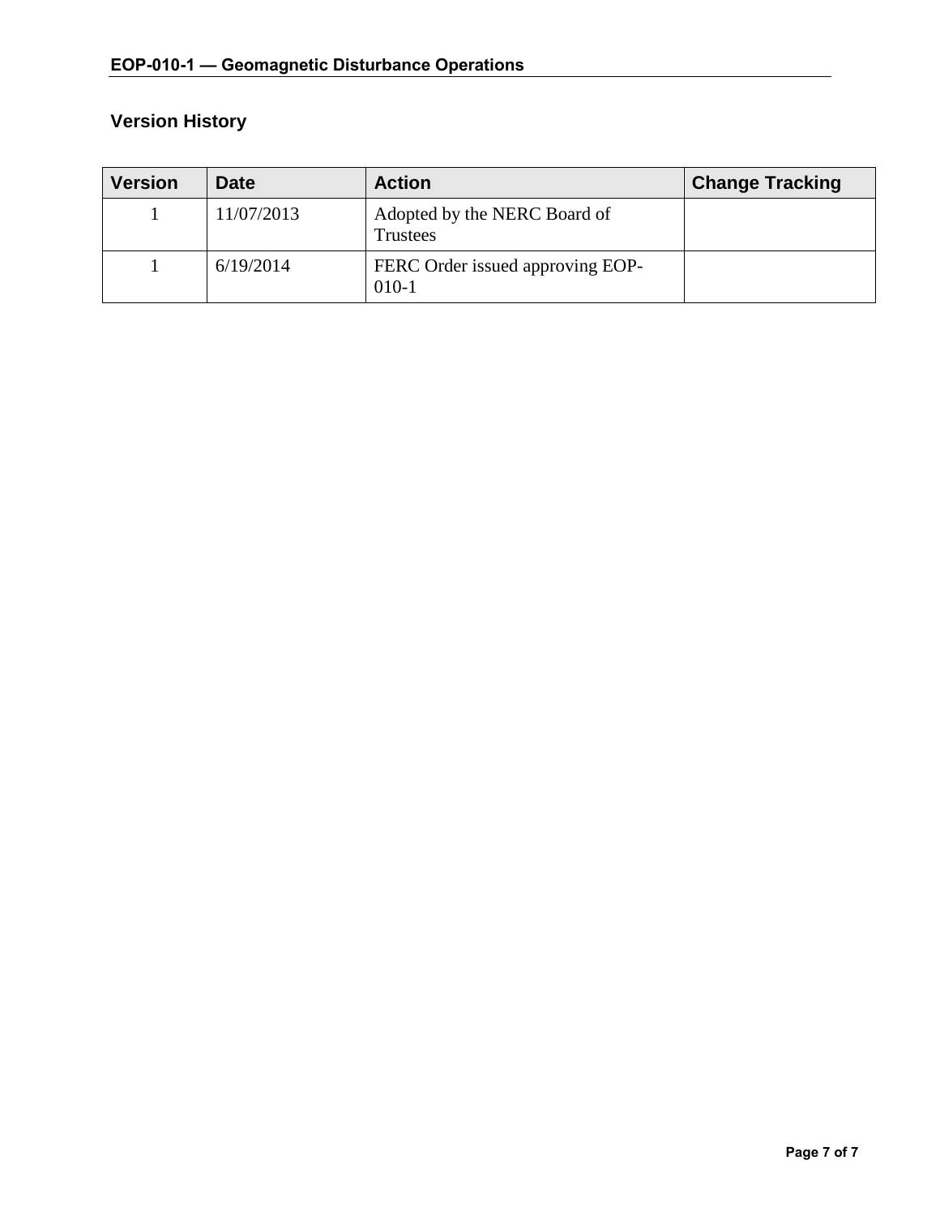## Version History

| Version | Date | Action | Change Tracking |
|---|---|---|---|
| 1 | 11/07/2013 | Adopted by the NERC Board of Trustees | |
| 1 | 6/19/2014 | FERC Order issued approving EOP-010-1 | |